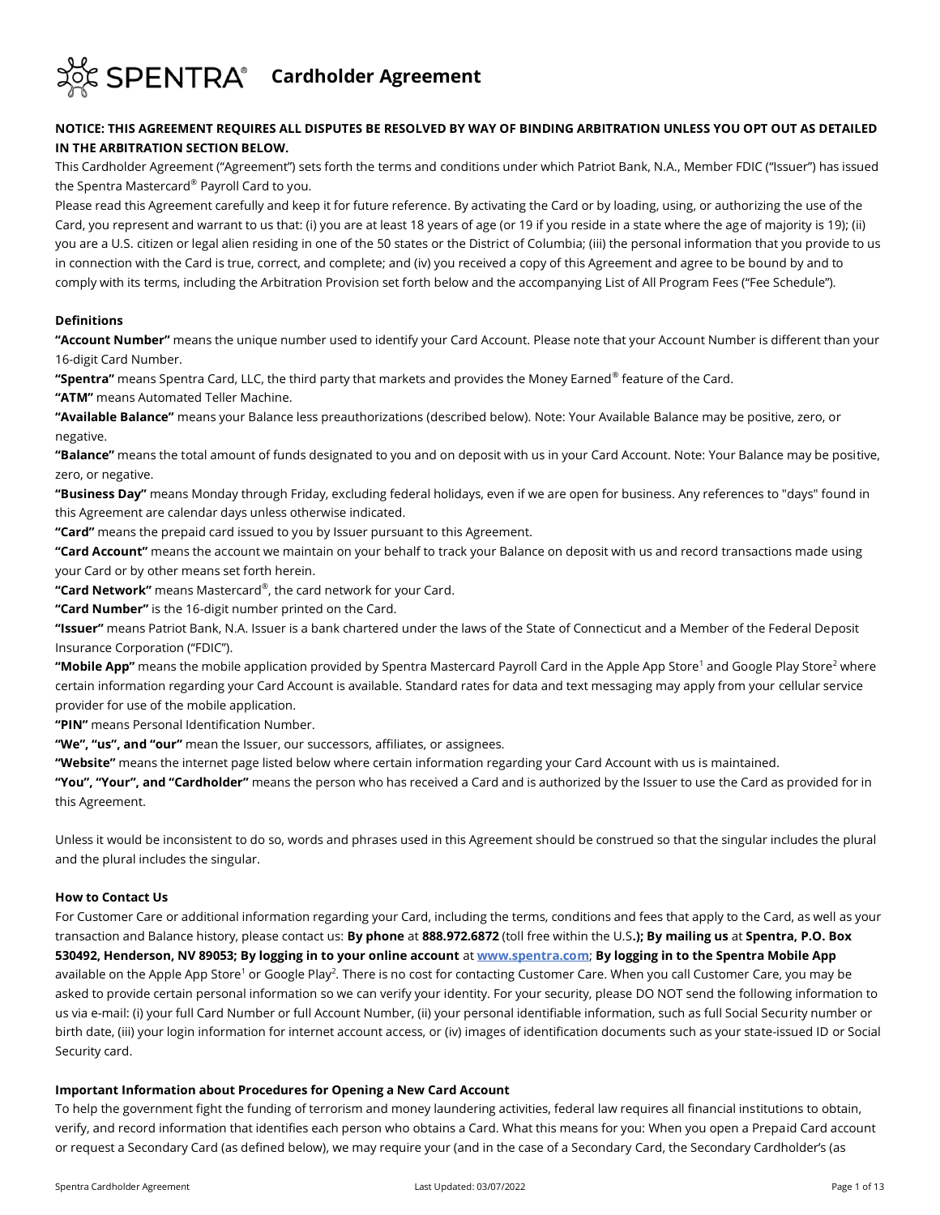# SPENTRA® Cardholder Agreement

**NOTICE: THIS AGREEMENT REQUIRES ALL DISPUTES BE RESOLVED BY WAY OF BINDING ARBITRATION UNLESS YOU OPT OUT AS DETAILED IN THE ARBITRATION SECTION BELOW.**

This Cardholder Agreement ("Agreement") sets forth the terms and conditions under which Patriot Bank, N.A., Member FDIC ("Issuer") has issued the Spentra Mastercard® Payroll Card to you.

Please read this Agreement carefully and keep it for future reference. By activating the Card or by loading, using, or authorizing the use of the Card, you represent and warrant to us that: (i) you are at least 18 years of age (or 19 if you reside in a state where the age of majority is 19); (ii) you are a U.S. citizen or legal alien residing in one of the 50 states or the District of Columbia; (iii) the personal information that you provide to us in connection with the Card is true, correct, and complete; and (iv) you received a copy of this Agreement and agree to be bound by and to comply with its terms, including the Arbitration Provision set forth below and the accompanying List of All Program Fees ("Fee Schedule").

**Definitions**

**"Account Number"** means the unique number used to identify your Card Account. Please note that your Account Number is different than your 16-digit Card Number.

**"Spentra"** means Spentra Card, LLC, the third party that markets and provides the Money Earned® feature of the Card.

**"ATM"** means Automated Teller Machine.

**"Available Balance"** means your Balance less preauthorizations (described below). Note: Your Available Balance may be positive, zero, or negative.

**"Balance"** means the total amount of funds designated to you and on deposit with us in your Card Account. Note: Your Balance may be positive, zero, or negative.

**"Business Day"** means Monday through Friday, excluding federal holidays, even if we are open for business. Any references to "days" found in this Agreement are calendar days unless otherwise indicated.

**"Card"** means the prepaid card issued to you by Issuer pursuant to this Agreement.

**"Card Account"** means the account we maintain on your behalf to track your Balance on deposit with us and record transactions made using your Card or by other means set forth herein.

**"Card Network"** means Mastercard®, the card network for your Card.

**"Card Number"** is the 16-digit number printed on the Card.

**"Issuer"** means Patriot Bank, N.A. Issuer is a bank chartered under the laws of the State of Connecticut and a Member of the Federal Deposit Insurance Corporation ("FDIC").

**"Mobile App"** means the mobile application provided by Spentra Mastercard Payroll Card in the Apple App Store[1] and Google Play Store[2] where certain information regarding your Card Account is available. Standard rates for data and text messaging may apply from your cellular service provider for use of the mobile application.

**"PIN"** means Personal Identification Number.

**"We", "us", and "our"** mean the Issuer, our successors, affiliates, or assignees.

**"Website"** means the internet page listed below where certain information regarding your Card Account with us is maintained.

**"You", "Your", and "Cardholder"** means the person who has received a Card and is authorized by the Issuer to use the Card as provided for in this Agreement.

Unless it would be inconsistent to do so, words and phrases used in this Agreement should be construed so that the singular includes the plural and the plural includes the singular.

**How to Contact Us**

For Customer Care or additional information regarding your Card, including the terms, conditions and fees that apply to the Card, as well as your transaction and Balance history, please contact us: **By phone** at **888.972.6872** (toll free within the U.S**.); By mailing us** at **Spentra, P.O. Box 530492, Henderson, NV 89053; By logging in to your online account** at **[www.spentra.com](http://www.spentra.com)**; **By logging in to the Spentra Mobile App** available on the Apple App Store[1] or Google Play[2]. There is no cost for contacting Customer Care. When you call Customer Care, you may be asked to provide certain personal information so we can verify your identity. For your security, please DO NOT send the following information to us via e-mail: (i) your full Card Number or full Account Number, (ii) your personal identifiable information, such as full Social Security number or birth date, (iii) your login information for internet account access, or (iv) images of identification documents such as your state-issued ID or Social Security card.

**Important Information about Procedures for Opening a New Card Account**

To help the government fight the funding of terrorism and money laundering activities, federal law requires all financial institutions to obtain, verify, and record information that identifies each person who obtains a Card. What this means for you: When you open a Prepaid Card account or request a Secondary Card (as defined below), we may require your (and in the case of a Secondary Card, the Secondary Cardholder's (as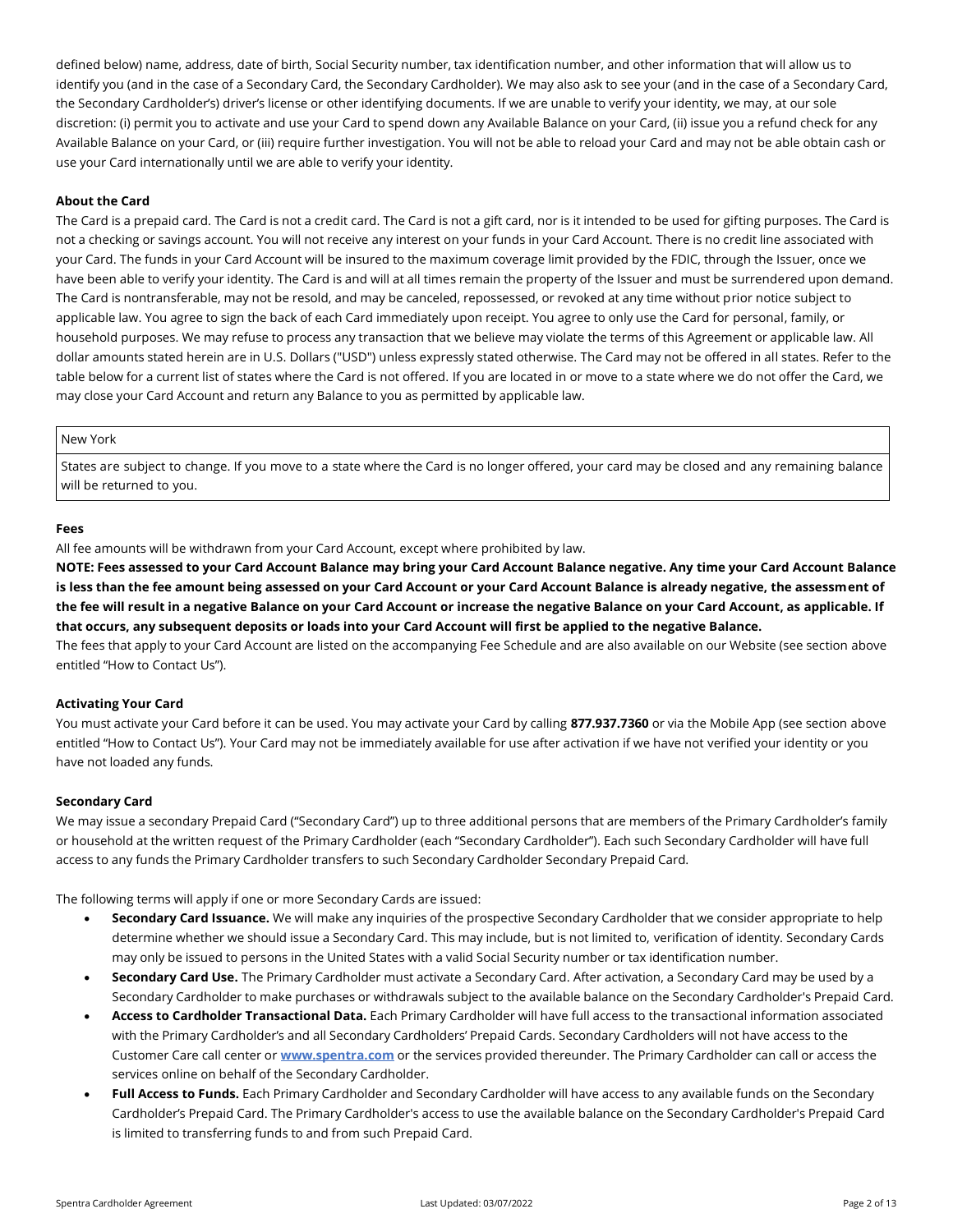defined below) name, address, date of birth, Social Security number, tax identification number, and other information that will allow us to identify you (and in the case of a Secondary Card, the Secondary Cardholder). We may also ask to see your (and in the case of a Secondary Card, the Secondary Cardholder's) driver's license or other identifying documents. If we are unable to verify your identity, we may, at our sole discretion: (i) permit you to activate and use your Card to spend down any Available Balance on your Card, (ii) issue you a refund check for any Available Balance on your Card, or (iii) require further investigation. You will not be able to reload your Card and may not be able obtain cash or use your Card internationally until we are able to verify your identity.

**About the Card**

The Card is a prepaid card. The Card is not a credit card. The Card is not a gift card, nor is it intended to be used for gifting purposes. The Card is not a checking or savings account. You will not receive any interest on your funds in your Card Account. There is no credit line associated with your Card. The funds in your Card Account will be insured to the maximum coverage limit provided by the FDIC, through the Issuer, once we have been able to verify your identity. The Card is and will at all times remain the property of the Issuer and must be surrendered upon demand. The Card is nontransferable, may not be resold, and may be canceled, repossessed, or revoked at any time without prior notice subject to applicable law. You agree to sign the back of each Card immediately upon receipt. You agree to only use the Card for personal, family, or household purposes. We may refuse to process any transaction that we believe may violate the terms of this Agreement or applicable law. All dollar amounts stated herein are in U.S. Dollars ("USD") unless expressly stated otherwise. The Card may not be offered in all states. Refer to the table below for a current list of states where the Card is not offered. If you are located in or move to a state where we do not offer the Card, we may close your Card Account and return any Balance to you as permitted by applicable law.

| New York |
|---|
| States are subject to change. If you move to a state where the Card is no longer offered, your card may be closed and any remaining balance will be returned to you. |

**Fees**

All fee amounts will be withdrawn from your Card Account, except where prohibited by law.

**NOTE: Fees assessed to your Card Account Balance may bring your Card Account Balance negative. Any time your Card Account Balance is less than the fee amount being assessed on your Card Account or your Card Account Balance is already negative, the assessment of the fee will result in a negative Balance on your Card Account or increase the negative Balance on your Card Account, as applicable. If that occurs, any subsequent deposits or loads into your Card Account will first be applied to the negative Balance.**

The fees that apply to your Card Account are listed on the accompanying Fee Schedule and are also available on our Website (see section above entitled "How to Contact Us").

**Activating Your Card**

You must activate your Card before it can be used. You may activate your Card by calling **877.937.7360** or via the Mobile App (see section above entitled "How to Contact Us"). Your Card may not be immediately available for use after activation if we have not verified your identity or you have not loaded any funds.

**Secondary Card**

We may issue a secondary Prepaid Card ("Secondary Card") up to three additional persons that are members of the Primary Cardholder's family or household at the written request of the Primary Cardholder (each "Secondary Cardholder"). Each such Secondary Cardholder will have full access to any funds the Primary Cardholder transfers to such Secondary Cardholder Secondary Prepaid Card.

The following terms will apply if one or more Secondary Cards are issued:

- **Secondary Card Issuance.** We will make any inquiries of the prospective Secondary Cardholder that we consider appropriate to help determine whether we should issue a Secondary Card. This may include, but is not limited to, verification of identity. Secondary Cards may only be issued to persons in the United States with a valid Social Security number or tax identification number.
- **Secondary Card Use.** The Primary Cardholder must activate a Secondary Card. After activation, a Secondary Card may be used by a Secondary Cardholder to make purchases or withdrawals subject to the available balance on the Secondary Cardholder's Prepaid Card.
- **Access to Cardholder Transactional Data.** Each Primary Cardholder will have full access to the transactional information associated with the Primary Cardholder's and all Secondary Cardholders' Prepaid Cards. Secondary Cardholders will not have access to the Customer Care call center or **www.spentra.com** or the services provided thereunder. The Primary Cardholder can call or access the services online on behalf of the Secondary Cardholder.
- **Full Access to Funds.** Each Primary Cardholder and Secondary Cardholder will have access to any available funds on the Secondary Cardholder's Prepaid Card. The Primary Cardholder's access to use the available balance on the Secondary Cardholder's Prepaid Card is limited to transferring funds to and from such Prepaid Card.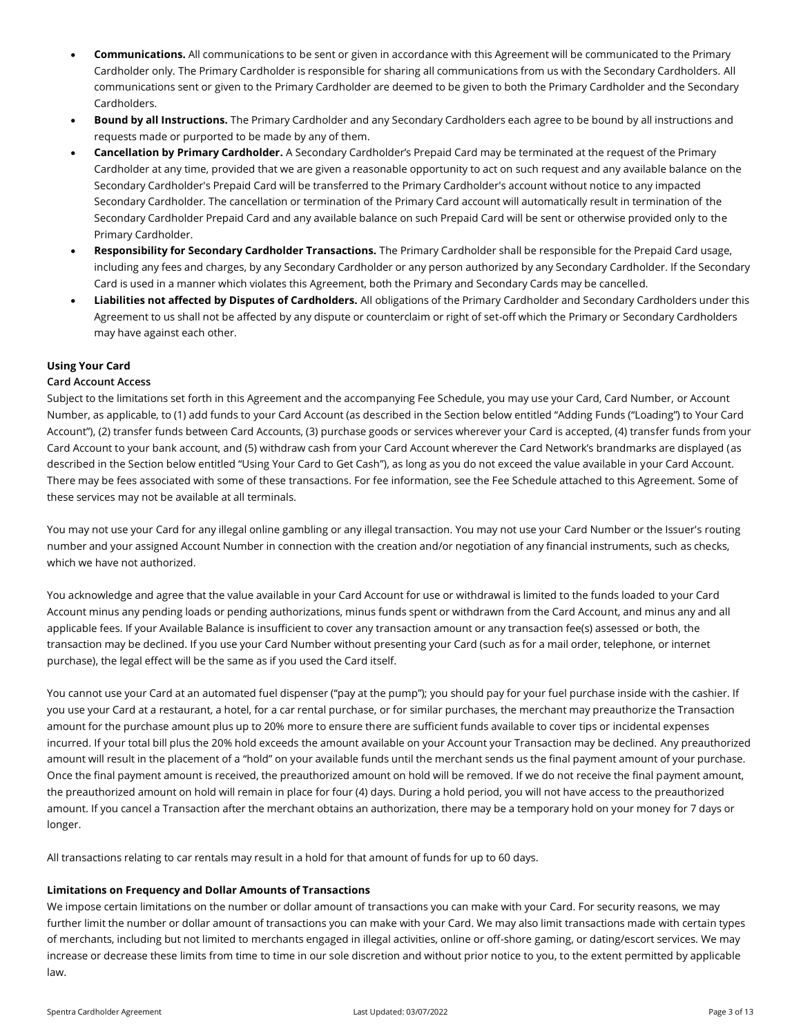- **Communications.** All communications to be sent or given in accordance with this Agreement will be communicated to the Primary Cardholder only. The Primary Cardholder is responsible for sharing all communications from us with the Secondary Cardholders. All communications sent or given to the Primary Cardholder are deemed to be given to both the Primary Cardholder and the Secondary Cardholders.
- **Bound by all Instructions.** The Primary Cardholder and any Secondary Cardholders each agree to be bound by all instructions and requests made or purported to be made by any of them.
- **Cancellation by Primary Cardholder.** A Secondary Cardholder's Prepaid Card may be terminated at the request of the Primary Cardholder at any time, provided that we are given a reasonable opportunity to act on such request and any available balance on the Secondary Cardholder's Prepaid Card will be transferred to the Primary Cardholder's account without notice to any impacted Secondary Cardholder. The cancellation or termination of the Primary Card account will automatically result in termination of the Secondary Cardholder Prepaid Card and any available balance on such Prepaid Card will be sent or otherwise provided only to the Primary Cardholder.
- **Responsibility for Secondary Cardholder Transactions.** The Primary Cardholder shall be responsible for the Prepaid Card usage, including any fees and charges, by any Secondary Cardholder or any person authorized by any Secondary Cardholder. If the Secondary Card is used in a manner which violates this Agreement, both the Primary and Secondary Cards may be cancelled.
- **Liabilities not affected by Disputes of Cardholders.** All obligations of the Primary Cardholder and Secondary Cardholders under this Agreement to us shall not be affected by any dispute or counterclaim or right of set-off which the Primary or Secondary Cardholders may have against each other.

**Using Your Card**

**Card Account Access**

Subject to the limitations set forth in this Agreement and the accompanying Fee Schedule, you may use your Card, Card Number, or Account Number, as applicable, to (1) add funds to your Card Account (as described in the Section below entitled "Adding Funds ("Loading") to Your Card Account"), (2) transfer funds between Card Accounts, (3) purchase goods or services wherever your Card is accepted, (4) transfer funds from your Card Account to your bank account, and (5) withdraw cash from your Card Account wherever the Card Network's brandmarks are displayed (as described in the Section below entitled "Using Your Card to Get Cash"), as long as you do not exceed the value available in your Card Account. There may be fees associated with some of these transactions. For fee information, see the Fee Schedule attached to this Agreement. Some of these services may not be available at all terminals.

You may not use your Card for any illegal online gambling or any illegal transaction. You may not use your Card Number or the Issuer's routing number and your assigned Account Number in connection with the creation and/or negotiation of any financial instruments, such as checks, which we have not authorized.

You acknowledge and agree that the value available in your Card Account for use or withdrawal is limited to the funds loaded to your Card Account minus any pending loads or pending authorizations, minus funds spent or withdrawn from the Card Account, and minus any and all applicable fees. If your Available Balance is insufficient to cover any transaction amount or any transaction fee(s) assessed or both, the transaction may be declined. If you use your Card Number without presenting your Card (such as for a mail order, telephone, or internet purchase), the legal effect will be the same as if you used the Card itself.

You cannot use your Card at an automated fuel dispenser ("pay at the pump"); you should pay for your fuel purchase inside with the cashier. If you use your Card at a restaurant, a hotel, for a car rental purchase, or for similar purchases, the merchant may preauthorize the Transaction amount for the purchase amount plus up to 20% more to ensure there are sufficient funds available to cover tips or incidental expenses incurred. If your total bill plus the 20% hold exceeds the amount available on your Account your Transaction may be declined. Any preauthorized amount will result in the placement of a "hold" on your available funds until the merchant sends us the final payment amount of your purchase. Once the final payment amount is received, the preauthorized amount on hold will be removed. If we do not receive the final payment amount, the preauthorized amount on hold will remain in place for four (4) days. During a hold period, you will not have access to the preauthorized amount. If you cancel a Transaction after the merchant obtains an authorization, there may be a temporary hold on your money for 7 days or longer.

All transactions relating to car rentals may result in a hold for that amount of funds for up to 60 days.

**Limitations on Frequency and Dollar Amounts of Transactions**

We impose certain limitations on the number or dollar amount of transactions you can make with your Card. For security reasons, we may further limit the number or dollar amount of transactions you can make with your Card. We may also limit transactions made with certain types of merchants, including but not limited to merchants engaged in illegal activities, online or off-shore gaming, or dating/escort services. We may increase or decrease these limits from time to time in our sole discretion and without prior notice to you, to the extent permitted by applicable law.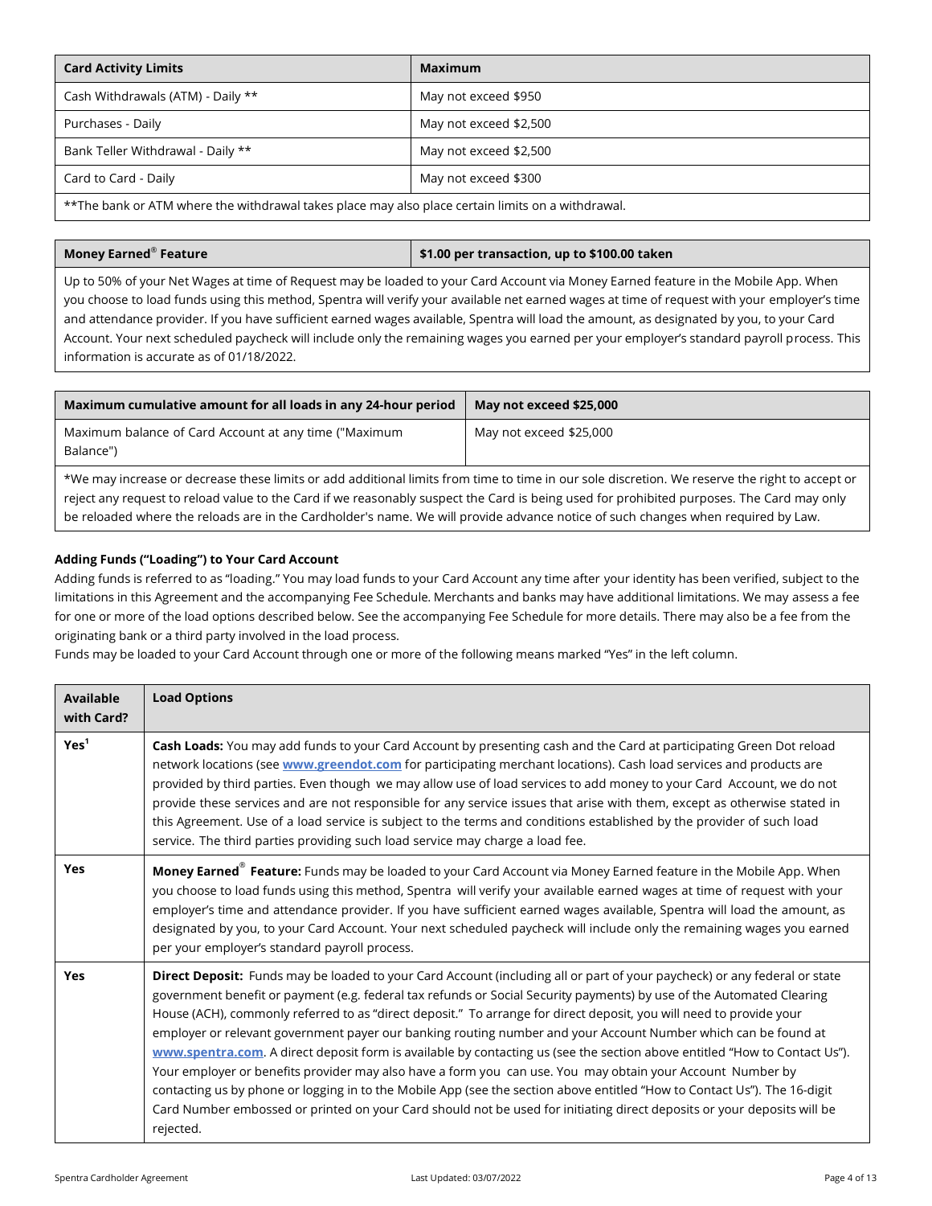| Card Activity Limits | Maximum |
| --- | --- |
| Cash Withdrawals (ATM) - Daily ** | May not exceed $950 |
| Purchases - Daily | May not exceed $2,500 |
| Bank Teller Withdrawal - Daily ** | May not exceed $2,500 |
| Card to Card - Daily | May not exceed $300 |
| **The bank or ATM where the withdrawal takes place may also place certain limits on a withdrawal. | |

| Money Earned® Feature | $1.00 per transaction, up to $100.00 taken |
| --- | --- |
| Up to 50% of your Net Wages at time of Request may be loaded to your Card Account via Money Earned feature in the Mobile App. When you choose to load funds using this method, Spentra will verify your available net earned wages at time of request with your employer's time and attendance provider. If you have sufficient earned wages available, Spentra will load the amount, as designated by you, to your Card Account. Your next scheduled paycheck will include only the remaining wages you earned per your employer's standard payroll process. This information is accurate as of 01/18/2022. | |

| Maximum cumulative amount for all loads in any 24-hour period | May not exceed $25,000 |
| --- | --- |
| Maximum balance of Card Account at any time ("Maximum Balance") | May not exceed $25,000 |
| *We may increase or decrease these limits or add additional limits from time to time in our sole discretion. We reserve the right to accept or reject any request to reload value to the Card if we reasonably suspect the Card is being used for prohibited purposes. The Card may only be reloaded where the reloads are in the Cardholder's name. We will provide advance notice of such changes when required by Law. | |

**Adding Funds ("Loading") to Your Card Account**

Adding funds is referred to as "loading." You may load funds to your Card Account any time after your identity has been verified, subject to the limitations in this Agreement and the accompanying Fee Schedule. Merchants and banks may have additional limitations. We may assess a fee for one or more of the load options described below. See the accompanying Fee Schedule for more details. There may also be a fee from the originating bank or a third party involved in the load process.

Funds may be loaded to your Card Account through one or more of the following means marked "Yes" in the left column.

| Available with Card? | Load Options |
| --- | --- |
| Yes[1] | **Cash Loads:** You may add funds to your Card Account by presenting cash and the Card at participating Green Dot reload network locations (see **www.greendot.com** for participating merchant locations). Cash load services and products are provided by third parties. Even though we may allow use of load services to add money to your Card Account, we do not provide these services and are not responsible for any service issues that arise with them, except as otherwise stated in this Agreement. Use of a load service is subject to the terms and conditions established by the provider of such load service. The third parties providing such load service may charge a load fee. |
| Yes | **Money Earned® Feature:** Funds may be loaded to your Card Account via Money Earned feature in the Mobile App. When you choose to load funds using this method, Spentra will verify your available earned wages at time of request with your employer's time and attendance provider. If you have sufficient earned wages available, Spentra will load the amount, as designated by you, to your Card Account. Your next scheduled paycheck will include only the remaining wages you earned per your employer's standard payroll process. |
| Yes | **Direct Deposit:** Funds may be loaded to your Card Account (including all or part of your paycheck) or any federal or state government benefit or payment (e.g. federal tax refunds or Social Security payments) by use of the Automated Clearing House (ACH), commonly referred to as "direct deposit." To arrange for direct deposit, you will need to provide your employer or relevant government payer our banking routing number and your Account Number which can be found at **www.spentra.com**. A direct deposit form is available by contacting us (see the section above entitled "How to Contact Us"). Your employer or benefits provider may also have a form you can use. You may obtain your Account Number by contacting us by phone or logging in to the Mobile App (see the section above entitled "How to Contact Us"). The 16-digit Card Number embossed or printed on your Card should not be used for initiating direct deposits or your deposits will be rejected. |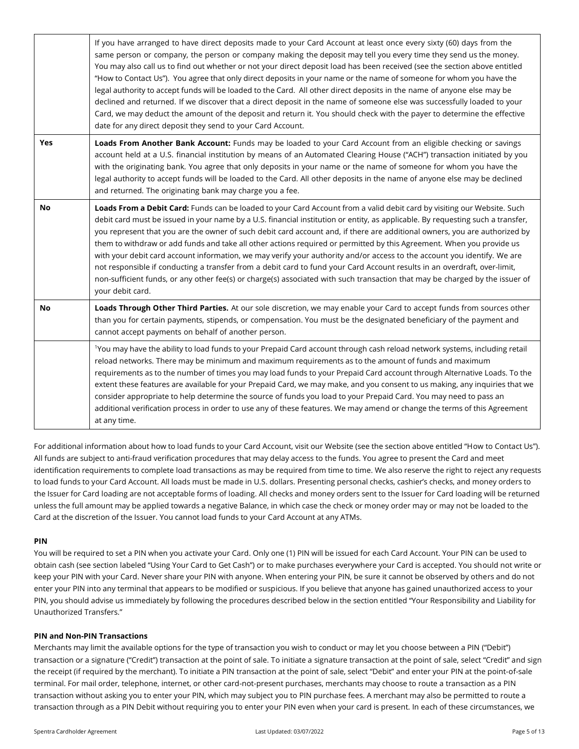| | |
|---|---|
| | If you have arranged to have direct deposits made to your Card Account at least once every sixty (60) days from the same person or company, the person or company making the deposit may tell you every time they send us the money. You may also call us to find out whether or not your direct deposit load has been received (see the section above entitled "How to Contact Us"). You agree that only direct deposits in your name or the name of someone for whom you have the legal authority to accept funds will be loaded to the Card. All other direct deposits in the name of anyone else may be declined and returned. If we discover that a direct deposit in the name of someone else was successfully loaded to your Card, we may deduct the amount of the deposit and return it. You should check with the payer to determine the effective date for any direct deposit they send to your Card Account. |
| **Yes** | **Loads From Another Bank Account:** Funds may be loaded to your Card Account from an eligible checking or savings account held at a U.S. financial institution by means of an Automated Clearing House ("ACH") transaction initiated by you with the originating bank. You agree that only deposits in your name or the name of someone for whom you have the legal authority to accept funds will be loaded to the Card. All other deposits in the name of anyone else may be declined and returned. The originating bank may charge you a fee. |
| **No** | **Loads From a Debit Card:** Funds can be loaded to your Card Account from a valid debit card by visiting our Website. Such debit card must be issued in your name by a U.S. financial institution or entity, as applicable. By requesting such a transfer, you represent that you are the owner of such debit card account and, if there are additional owners, you are authorized by them to withdraw or add funds and take all other actions required or permitted by this Agreement. When you provide us with your debit card account information, we may verify your authority and/or access to the account you identify. We are not responsible if conducting a transfer from a debit card to fund your Card Account results in an overdraft, over-limit, non-sufficient funds, or any other fee(s) or charge(s) associated with such transaction that may be charged by the issuer of your debit card. |
| **No** | **Loads Through Other Third Parties.** At our sole discretion, we may enable your Card to accept funds from sources other than you for certain payments, stipends, or compensation. You must be the designated beneficiary of the payment and cannot accept payments on behalf of another person. |
| | [1]You may have the ability to load funds to your Prepaid Card account through cash reload network systems, including retail reload networks. There may be minimum and maximum requirements as to the amount of funds and maximum requirements as to the number of times you may load funds to your Prepaid Card account through Alternative Loads. To the extent these features are available for your Prepaid Card, we may make, and you consent to us making, any inquiries that we consider appropriate to help determine the source of funds you load to your Prepaid Card. You may need to pass an additional verification process in order to use any of these features. We may amend or change the terms of this Agreement at any time. |

For additional information about how to load funds to your Card Account, visit our Website (see the section above entitled "How to Contact Us"). All funds are subject to anti-fraud verification procedures that may delay access to the funds. You agree to present the Card and meet identification requirements to complete load transactions as may be required from time to time. We also reserve the right to reject any requests to load funds to your Card Account. All loads must be made in U.S. dollars. Presenting personal checks, cashier's checks, and money orders to the Issuer for Card loading are not acceptable forms of loading. All checks and money orders sent to the Issuer for Card loading will be returned unless the full amount may be applied towards a negative Balance, in which case the check or money order may or may not be loaded to the Card at the discretion of the Issuer. You cannot load funds to your Card Account at any ATMs.

**PIN**

You will be required to set a PIN when you activate your Card. Only one (1) PIN will be issued for each Card Account. Your PIN can be used to obtain cash (see section labeled "Using Your Card to Get Cash") or to make purchases everywhere your Card is accepted. You should not write or keep your PIN with your Card. Never share your PIN with anyone. When entering your PIN, be sure it cannot be observed by others and do not enter your PIN into any terminal that appears to be modified or suspicious. If you believe that anyone has gained unauthorized access to your PIN, you should advise us immediately by following the procedures described below in the section entitled "Your Responsibility and Liability for Unauthorized Transfers."

**PIN and Non-PIN Transactions**

Merchants may limit the available options for the type of transaction you wish to conduct or may let you choose between a PIN ("Debit") transaction or a signature ("Credit") transaction at the point of sale. To initiate a signature transaction at the point of sale, select "Credit" and sign the receipt (if required by the merchant). To initiate a PIN transaction at the point of sale, select "Debit" and enter your PIN at the point-of-sale terminal. For mail order, telephone, internet, or other card-not-present purchases, merchants may choose to route a transaction as a PIN transaction without asking you to enter your PIN, which may subject you to PIN purchase fees. A merchant may also be permitted to route a transaction through as a PIN Debit without requiring you to enter your PIN even when your card is present. In each of these circumstances, we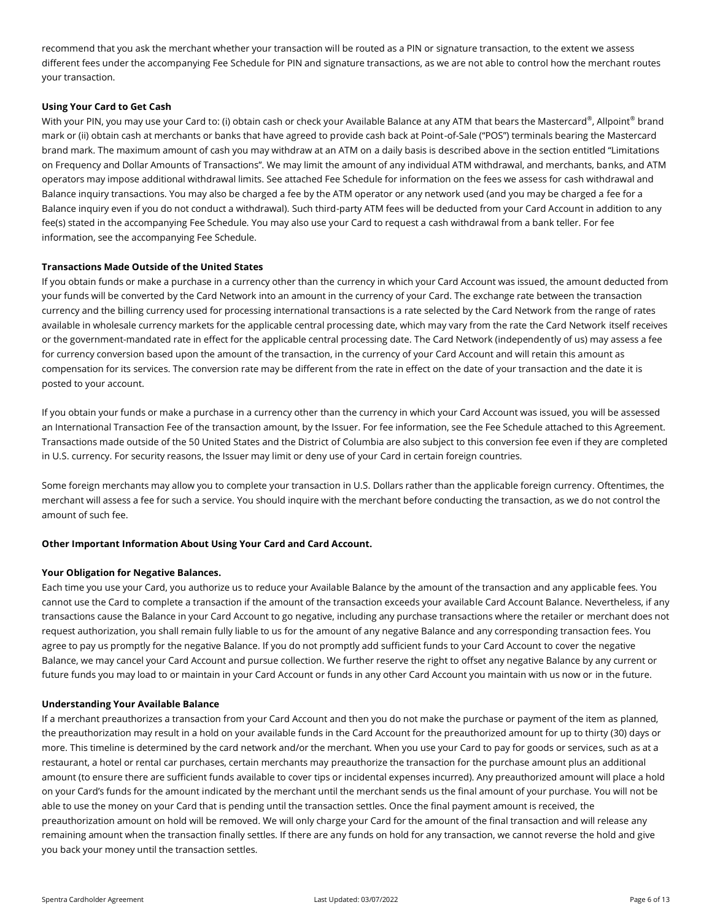recommend that you ask the merchant whether your transaction will be routed as a PIN or signature transaction, to the extent we assess different fees under the accompanying Fee Schedule for PIN and signature transactions, as we are not able to control how the merchant routes your transaction.

**Using Your Card to Get Cash**

With your PIN, you may use your Card to: (i) obtain cash or check your Available Balance at any ATM that bears the Mastercard®, Allpoint® brand mark or (ii) obtain cash at merchants or banks that have agreed to provide cash back at Point-of-Sale ("POS") terminals bearing the Mastercard brand mark. The maximum amount of cash you may withdraw at an ATM on a daily basis is described above in the section entitled "Limitations on Frequency and Dollar Amounts of Transactions". We may limit the amount of any individual ATM withdrawal, and merchants, banks, and ATM operators may impose additional withdrawal limits. See attached Fee Schedule for information on the fees we assess for cash withdrawal and Balance inquiry transactions. You may also be charged a fee by the ATM operator or any network used (and you may be charged a fee for a Balance inquiry even if you do not conduct a withdrawal). Such third-party ATM fees will be deducted from your Card Account in addition to any fee(s) stated in the accompanying Fee Schedule. You may also use your Card to request a cash withdrawal from a bank teller. For fee information, see the accompanying Fee Schedule.

**Transactions Made Outside of the United States**

If you obtain funds or make a purchase in a currency other than the currency in which your Card Account was issued, the amount deducted from your funds will be converted by the Card Network into an amount in the currency of your Card. The exchange rate between the transaction currency and the billing currency used for processing international transactions is a rate selected by the Card Network from the range of rates available in wholesale currency markets for the applicable central processing date, which may vary from the rate the Card Network itself receives or the government-mandated rate in effect for the applicable central processing date. The Card Network (independently of us) may assess a fee for currency conversion based upon the amount of the transaction, in the currency of your Card Account and will retain this amount as compensation for its services. The conversion rate may be different from the rate in effect on the date of your transaction and the date it is posted to your account.

If you obtain your funds or make a purchase in a currency other than the currency in which your Card Account was issued, you will be assessed an International Transaction Fee of the transaction amount, by the Issuer. For fee information, see the Fee Schedule attached to this Agreement. Transactions made outside of the 50 United States and the District of Columbia are also subject to this conversion fee even if they are completed in U.S. currency. For security reasons, the Issuer may limit or deny use of your Card in certain foreign countries.

Some foreign merchants may allow you to complete your transaction in U.S. Dollars rather than the applicable foreign currency. Oftentimes, the merchant will assess a fee for such a service. You should inquire with the merchant before conducting the transaction, as we do not control the amount of such fee.

**Other Important Information About Using Your Card and Card Account.**

**Your Obligation for Negative Balances.**

Each time you use your Card, you authorize us to reduce your Available Balance by the amount of the transaction and any applicable fees. You cannot use the Card to complete a transaction if the amount of the transaction exceeds your available Card Account Balance. Nevertheless, if any transactions cause the Balance in your Card Account to go negative, including any purchase transactions where the retailer or merchant does not request authorization, you shall remain fully liable to us for the amount of any negative Balance and any corresponding transaction fees. You agree to pay us promptly for the negative Balance. If you do not promptly add sufficient funds to your Card Account to cover the negative Balance, we may cancel your Card Account and pursue collection. We further reserve the right to offset any negative Balance by any current or future funds you may load to or maintain in your Card Account or funds in any other Card Account you maintain with us now or in the future.

**Understanding Your Available Balance**

If a merchant preauthorizes a transaction from your Card Account and then you do not make the purchase or payment of the item as planned, the preauthorization may result in a hold on your available funds in the Card Account for the preauthorized amount for up to thirty (30) days or more. This timeline is determined by the card network and/or the merchant. When you use your Card to pay for goods or services, such as at a restaurant, a hotel or rental car purchases, certain merchants may preauthorize the transaction for the purchase amount plus an additional amount (to ensure there are sufficient funds available to cover tips or incidental expenses incurred). Any preauthorized amount will place a hold on your Card's funds for the amount indicated by the merchant until the merchant sends us the final amount of your purchase. You will not be able to use the money on your Card that is pending until the transaction settles. Once the final payment amount is received, the preauthorization amount on hold will be removed. We will only charge your Card for the amount of the final transaction and will release any remaining amount when the transaction finally settles. If there are any funds on hold for any transaction, we cannot reverse the hold and give you back your money until the transaction settles.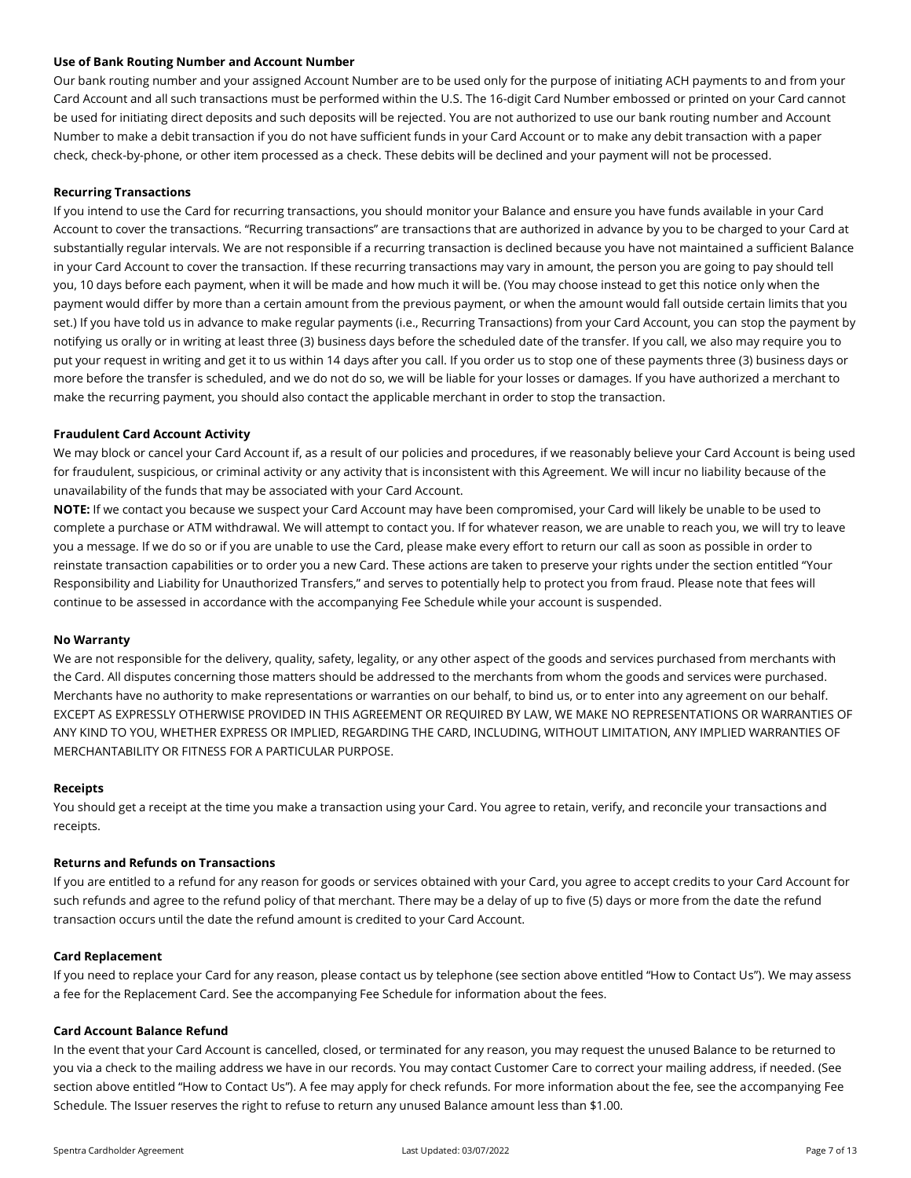### Use of Bank Routing Number and Account Number

Our bank routing number and your assigned Account Number are to be used only for the purpose of initiating ACH payments to and from your Card Account and all such transactions must be performed within the U.S. The 16-digit Card Number embossed or printed on your Card cannot be used for initiating direct deposits and such deposits will be rejected. You are not authorized to use our bank routing number and Account Number to make a debit transaction if you do not have sufficient funds in your Card Account or to make any debit transaction with a paper check, check-by-phone, or other item processed as a check. These debits will be declined and your payment will not be processed.

### Recurring Transactions

If you intend to use the Card for recurring transactions, you should monitor your Balance and ensure you have funds available in your Card Account to cover the transactions. "Recurring transactions" are transactions that are authorized in advance by you to be charged to your Card at substantially regular intervals. We are not responsible if a recurring transaction is declined because you have not maintained a sufficient Balance in your Card Account to cover the transaction. If these recurring transactions may vary in amount, the person you are going to pay should tell you, 10 days before each payment, when it will be made and how much it will be. (You may choose instead to get this notice only when the payment would differ by more than a certain amount from the previous payment, or when the amount would fall outside certain limits that you set.) If you have told us in advance to make regular payments (i.e., Recurring Transactions) from your Card Account, you can stop the payment by notifying us orally or in writing at least three (3) business days before the scheduled date of the transfer. If you call, we also may require you to put your request in writing and get it to us within 14 days after you call. If you order us to stop one of these payments three (3) business days or more before the transfer is scheduled, and we do not do so, we will be liable for your losses or damages. If you have authorized a merchant to make the recurring payment, you should also contact the applicable merchant in order to stop the transaction.

### Fraudulent Card Account Activity

We may block or cancel your Card Account if, as a result of our policies and procedures, if we reasonably believe your Card Account is being used for fraudulent, suspicious, or criminal activity or any activity that is inconsistent with this Agreement. We will incur no liability because of the unavailability of the funds that may be associated with your Card Account.

**NOTE:** If we contact you because we suspect your Card Account may have been compromised, your Card will likely be unable to be used to complete a purchase or ATM withdrawal. We will attempt to contact you. If for whatever reason, we are unable to reach you, we will try to leave you a message. If we do so or if you are unable to use the Card, please make every effort to return our call as soon as possible in order to reinstate transaction capabilities or to order you a new Card. These actions are taken to preserve your rights under the section entitled "Your Responsibility and Liability for Unauthorized Transfers," and serves to potentially help to protect you from fraud. Please note that fees will continue to be assessed in accordance with the accompanying Fee Schedule while your account is suspended.

### No Warranty

We are not responsible for the delivery, quality, safety, legality, or any other aspect of the goods and services purchased from merchants with the Card. All disputes concerning those matters should be addressed to the merchants from whom the goods and services were purchased. Merchants have no authority to make representations or warranties on our behalf, to bind us, or to enter into any agreement on our behalf. EXCEPT AS EXPRESSLY OTHERWISE PROVIDED IN THIS AGREEMENT OR REQUIRED BY LAW, WE MAKE NO REPRESENTATIONS OR WARRANTIES OF ANY KIND TO YOU, WHETHER EXPRESS OR IMPLIED, REGARDING THE CARD, INCLUDING, WITHOUT LIMITATION, ANY IMPLIED WARRANTIES OF MERCHANTABILITY OR FITNESS FOR A PARTICULAR PURPOSE.

### Receipts

You should get a receipt at the time you make a transaction using your Card. You agree to retain, verify, and reconcile your transactions and receipts.

### Returns and Refunds on Transactions

If you are entitled to a refund for any reason for goods or services obtained with your Card, you agree to accept credits to your Card Account for such refunds and agree to the refund policy of that merchant. There may be a delay of up to five (5) days or more from the date the refund transaction occurs until the date the refund amount is credited to your Card Account.

### Card Replacement

If you need to replace your Card for any reason, please contact us by telephone (see section above entitled "How to Contact Us"). We may assess a fee for the Replacement Card. See the accompanying Fee Schedule for information about the fees.

### Card Account Balance Refund

In the event that your Card Account is cancelled, closed, or terminated for any reason, you may request the unused Balance to be returned to you via a check to the mailing address we have in our records. You may contact Customer Care to correct your mailing address, if needed. (See section above entitled "How to Contact Us"). A fee may apply for check refunds. For more information about the fee, see the accompanying Fee Schedule. The Issuer reserves the right to refuse to return any unused Balance amount less than $1.00.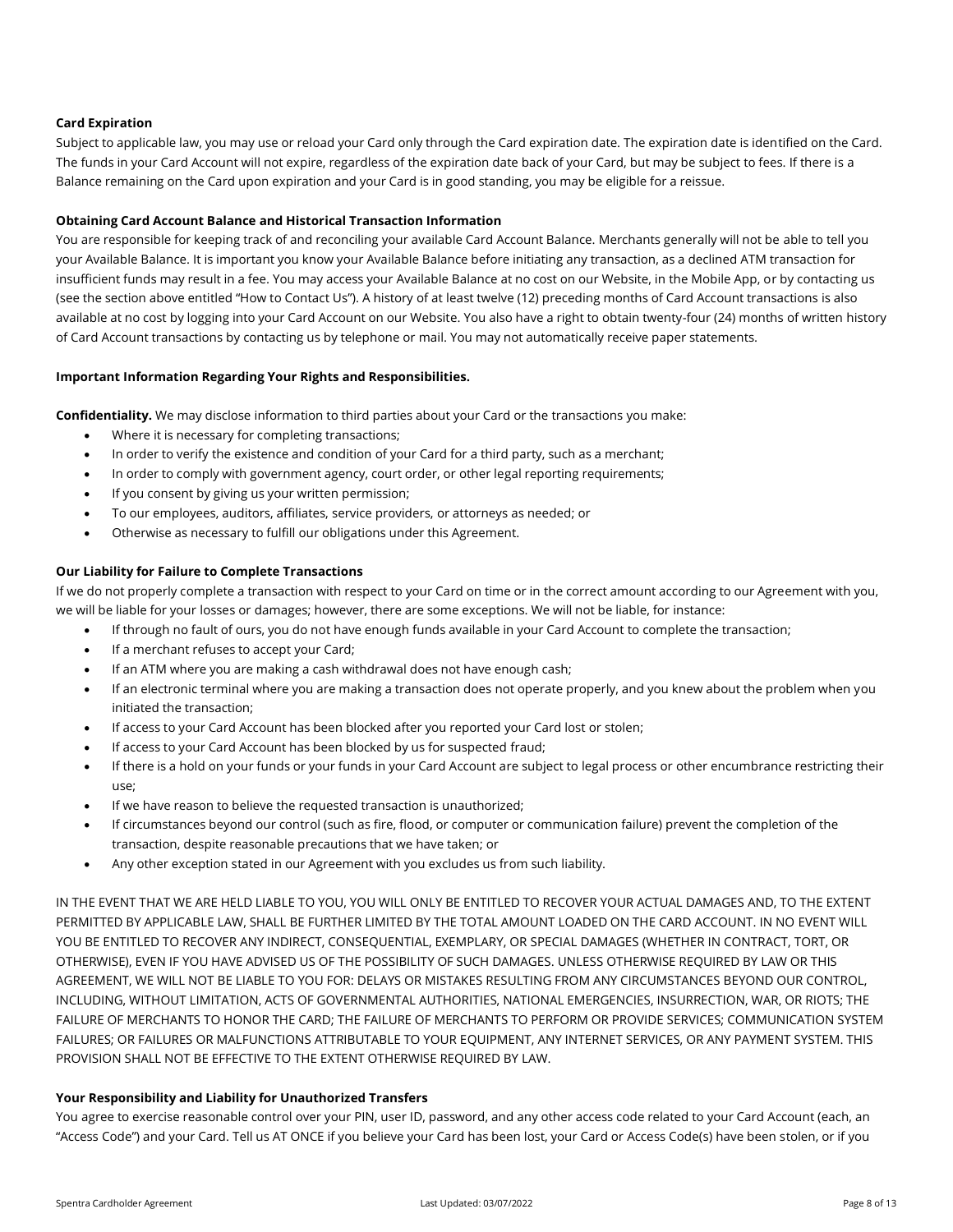**Card Expiration**

Subject to applicable law, you may use or reload your Card only through the Card expiration date. The expiration date is identified on the Card. The funds in your Card Account will not expire, regardless of the expiration date back of your Card, but may be subject to fees. If there is a Balance remaining on the Card upon expiration and your Card is in good standing, you may be eligible for a reissue.

**Obtaining Card Account Balance and Historical Transaction Information**

You are responsible for keeping track of and reconciling your available Card Account Balance. Merchants generally will not be able to tell you your Available Balance. It is important you know your Available Balance before initiating any transaction, as a declined ATM transaction for insufficient funds may result in a fee. You may access your Available Balance at no cost on our Website, in the Mobile App, or by contacting us (see the section above entitled "How to Contact Us"). A history of at least twelve (12) preceding months of Card Account transactions is also available at no cost by logging into your Card Account on our Website. You also have a right to obtain twenty-four (24) months of written history of Card Account transactions by contacting us by telephone or mail. You may not automatically receive paper statements.

**Important Information Regarding Your Rights and Responsibilities.**

**Confidentiality.** We may disclose information to third parties about your Card or the transactions you make:

- Where it is necessary for completing transactions;
- In order to verify the existence and condition of your Card for a third party, such as a merchant;
- In order to comply with government agency, court order, or other legal reporting requirements;
- If you consent by giving us your written permission;
- To our employees, auditors, affiliates, service providers, or attorneys as needed; or
- Otherwise as necessary to fulfill our obligations under this Agreement.

**Our Liability for Failure to Complete Transactions**

If we do not properly complete a transaction with respect to your Card on time or in the correct amount according to our Agreement with you, we will be liable for your losses or damages; however, there are some exceptions. We will not be liable, for instance:

- If through no fault of ours, you do not have enough funds available in your Card Account to complete the transaction;
- If a merchant refuses to accept your Card;
- If an ATM where you are making a cash withdrawal does not have enough cash;
- If an electronic terminal where you are making a transaction does not operate properly, and you knew about the problem when you initiated the transaction;
- If access to your Card Account has been blocked after you reported your Card lost or stolen;
- If access to your Card Account has been blocked by us for suspected fraud;
- If there is a hold on your funds or your funds in your Card Account are subject to legal process or other encumbrance restricting their use;
- If we have reason to believe the requested transaction is unauthorized;
- If circumstances beyond our control (such as fire, flood, or computer or communication failure) prevent the completion of the transaction, despite reasonable precautions that we have taken; or
- Any other exception stated in our Agreement with you excludes us from such liability.

IN THE EVENT THAT WE ARE HELD LIABLE TO YOU, YOU WILL ONLY BE ENTITLED TO RECOVER YOUR ACTUAL DAMAGES AND, TO THE EXTENT PERMITTED BY APPLICABLE LAW, SHALL BE FURTHER LIMITED BY THE TOTAL AMOUNT LOADED ON THE CARD ACCOUNT. IN NO EVENT WILL YOU BE ENTITLED TO RECOVER ANY INDIRECT, CONSEQUENTIAL, EXEMPLARY, OR SPECIAL DAMAGES (WHETHER IN CONTRACT, TORT, OR OTHERWISE), EVEN IF YOU HAVE ADVISED US OF THE POSSIBILITY OF SUCH DAMAGES. UNLESS OTHERWISE REQUIRED BY LAW OR THIS AGREEMENT, WE WILL NOT BE LIABLE TO YOU FOR: DELAYS OR MISTAKES RESULTING FROM ANY CIRCUMSTANCES BEYOND OUR CONTROL, INCLUDING, WITHOUT LIMITATION, ACTS OF GOVERNMENTAL AUTHORITIES, NATIONAL EMERGENCIES, INSURRECTION, WAR, OR RIOTS; THE FAILURE OF MERCHANTS TO HONOR THE CARD; THE FAILURE OF MERCHANTS TO PERFORM OR PROVIDE SERVICES; COMMUNICATION SYSTEM FAILURES; OR FAILURES OR MALFUNCTIONS ATTRIBUTABLE TO YOUR EQUIPMENT, ANY INTERNET SERVICES, OR ANY PAYMENT SYSTEM. THIS PROVISION SHALL NOT BE EFFECTIVE TO THE EXTENT OTHERWISE REQUIRED BY LAW.

**Your Responsibility and Liability for Unauthorized Transfers**

You agree to exercise reasonable control over your PIN, user ID, password, and any other access code related to your Card Account (each, an "Access Code") and your Card. Tell us AT ONCE if you believe your Card has been lost, your Card or Access Code(s) have been stolen, or if you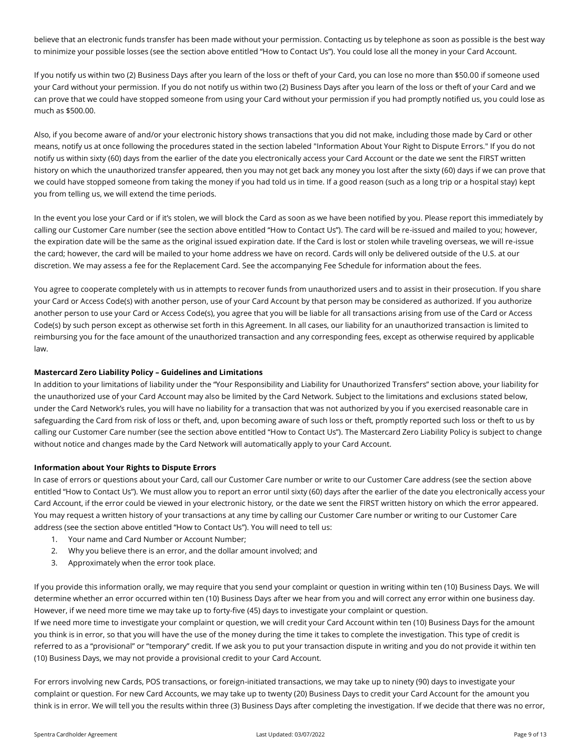believe that an electronic funds transfer has been made without your permission. Contacting us by telephone as soon as possible is the best way to minimize your possible losses (see the section above entitled "How to Contact Us"). You could lose all the money in your Card Account.

If you notify us within two (2) Business Days after you learn of the loss or theft of your Card, you can lose no more than $50.00 if someone used your Card without your permission. If you do not notify us within two (2) Business Days after you learn of the loss or theft of your Card and we can prove that we could have stopped someone from using your Card without your permission if you had promptly notified us, you could lose as much as $500.00.

Also, if you become aware of and/or your electronic history shows transactions that you did not make, including those made by Card or other means, notify us at once following the procedures stated in the section labeled "Information About Your Right to Dispute Errors." If you do not notify us within sixty (60) days from the earlier of the date you electronically access your Card Account or the date we sent the FIRST written history on which the unauthorized transfer appeared, then you may not get back any money you lost after the sixty (60) days if we can prove that we could have stopped someone from taking the money if you had told us in time. If a good reason (such as a long trip or a hospital stay) kept you from telling us, we will extend the time periods.

In the event you lose your Card or if it's stolen, we will block the Card as soon as we have been notified by you. Please report this immediately by calling our Customer Care number (see the section above entitled "How to Contact Us"). The card will be re-issued and mailed to you; however, the expiration date will be the same as the original issued expiration date. If the Card is lost or stolen while traveling overseas, we will re-issue the card; however, the card will be mailed to your home address we have on record. Cards will only be delivered outside of the U.S. at our discretion. We may assess a fee for the Replacement Card. See the accompanying Fee Schedule for information about the fees.

You agree to cooperate completely with us in attempts to recover funds from unauthorized users and to assist in their prosecution. If you share your Card or Access Code(s) with another person, use of your Card Account by that person may be considered as authorized. If you authorize another person to use your Card or Access Code(s), you agree that you will be liable for all transactions arising from use of the Card or Access Code(s) by such person except as otherwise set forth in this Agreement. In all cases, our liability for an unauthorized transaction is limited to reimbursing you for the face amount of the unauthorized transaction and any corresponding fees, except as otherwise required by applicable law.

**Mastercard Zero Liability Policy – Guidelines and Limitations**

In addition to your limitations of liability under the "Your Responsibility and Liability for Unauthorized Transfers" section above, your liability for the unauthorized use of your Card Account may also be limited by the Card Network. Subject to the limitations and exclusions stated below, under the Card Network's rules, you will have no liability for a transaction that was not authorized by you if you exercised reasonable care in safeguarding the Card from risk of loss or theft, and, upon becoming aware of such loss or theft, promptly reported such loss or theft to us by calling our Customer Care number (see the section above entitled "How to Contact Us"). The Mastercard Zero Liability Policy is subject to change without notice and changes made by the Card Network will automatically apply to your Card Account.

**Information about Your Rights to Dispute Errors**

In case of errors or questions about your Card, call our Customer Care number or write to our Customer Care address (see the section above entitled "How to Contact Us"). We must allow you to report an error until sixty (60) days after the earlier of the date you electronically access your Card Account, if the error could be viewed in your electronic history, or the date we sent the FIRST written history on which the error appeared. You may request a written history of your transactions at any time by calling our Customer Care number or writing to our Customer Care address (see the section above entitled "How to Contact Us"). You will need to tell us:

1. Your name and Card Number or Account Number;
2. Why you believe there is an error, and the dollar amount involved; and
3. Approximately when the error took place.

If you provide this information orally, we may require that you send your complaint or question in writing within ten (10) Business Days. We will determine whether an error occurred within ten (10) Business Days after we hear from you and will correct any error within one business day. However, if we need more time we may take up to forty-five (45) days to investigate your complaint or question.

If we need more time to investigate your complaint or question, we will credit your Card Account within ten (10) Business Days for the amount you think is in error, so that you will have the use of the money during the time it takes to complete the investigation. This type of credit is referred to as a "provisional" or "temporary" credit. If we ask you to put your transaction dispute in writing and you do not provide it within ten (10) Business Days, we may not provide a provisional credit to your Card Account.

For errors involving new Cards, POS transactions, or foreign-initiated transactions, we may take up to ninety (90) days to investigate your complaint or question. For new Card Accounts, we may take up to twenty (20) Business Days to credit your Card Account for the amount you think is in error. We will tell you the results within three (3) Business Days after completing the investigation. If we decide that there was no error,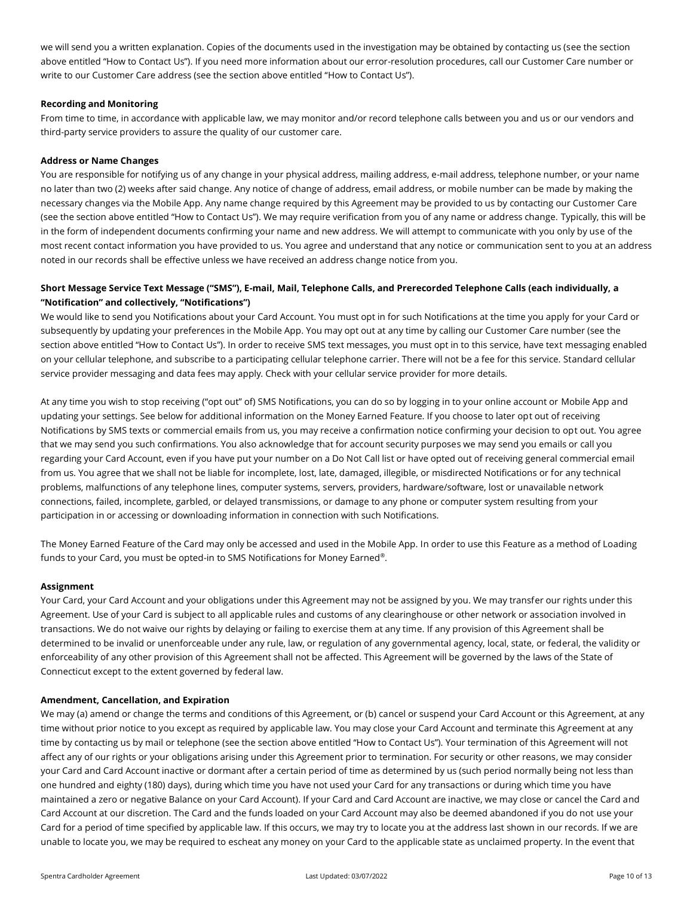we will send you a written explanation. Copies of the documents used in the investigation may be obtained by contacting us (see the section above entitled "How to Contact Us"). If you need more information about our error-resolution procedures, call our Customer Care number or write to our Customer Care address (see the section above entitled "How to Contact Us").

**Recording and Monitoring**

From time to time, in accordance with applicable law, we may monitor and/or record telephone calls between you and us or our vendors and third-party service providers to assure the quality of our customer care.

**Address or Name Changes**

You are responsible for notifying us of any change in your physical address, mailing address, e-mail address, telephone number, or your name no later than two (2) weeks after said change. Any notice of change of address, email address, or mobile number can be made by making the necessary changes via the Mobile App. Any name change required by this Agreement may be provided to us by contacting our Customer Care (see the section above entitled "How to Contact Us"). We may require verification from you of any name or address change. Typically, this will be in the form of independent documents confirming your name and new address. We will attempt to communicate with you only by use of the most recent contact information you have provided to us. You agree and understand that any notice or communication sent to you at an address noted in our records shall be effective unless we have received an address change notice from you.

**Short Message Service Text Message ("SMS"), E-mail, Mail, Telephone Calls, and Prerecorded Telephone Calls (each individually, a "Notification" and collectively, "Notifications")**

We would like to send you Notifications about your Card Account. You must opt in for such Notifications at the time you apply for your Card or subsequently by updating your preferences in the Mobile App. You may opt out at any time by calling our Customer Care number (see the section above entitled "How to Contact Us"). In order to receive SMS text messages, you must opt in to this service, have text messaging enabled on your cellular telephone, and subscribe to a participating cellular telephone carrier. There will not be a fee for this service. Standard cellular service provider messaging and data fees may apply. Check with your cellular service provider for more details.

At any time you wish to stop receiving ("opt out" of) SMS Notifications, you can do so by logging in to your online account or Mobile App and updating your settings. See below for additional information on the Money Earned Feature. If you choose to later opt out of receiving Notifications by SMS texts or commercial emails from us, you may receive a confirmation notice confirming your decision to opt out. You agree that we may send you such confirmations. You also acknowledge that for account security purposes we may send you emails or call you regarding your Card Account, even if you have put your number on a Do Not Call list or have opted out of receiving general commercial email from us. You agree that we shall not be liable for incomplete, lost, late, damaged, illegible, or misdirected Notifications or for any technical problems, malfunctions of any telephone lines, computer systems, servers, providers, hardware/software, lost or unavailable network connections, failed, incomplete, garbled, or delayed transmissions, or damage to any phone or computer system resulting from your participation in or accessing or downloading information in connection with such Notifications.

The Money Earned Feature of the Card may only be accessed and used in the Mobile App. In order to use this Feature as a method of Loading funds to your Card, you must be opted-in to SMS Notifications for Money Earned®.

**Assignment**

Your Card, your Card Account and your obligations under this Agreement may not be assigned by you. We may transfer our rights under this Agreement. Use of your Card is subject to all applicable rules and customs of any clearinghouse or other network or association involved in transactions. We do not waive our rights by delaying or failing to exercise them at any time. If any provision of this Agreement shall be determined to be invalid or unenforceable under any rule, law, or regulation of any governmental agency, local, state, or federal, the validity or enforceability of any other provision of this Agreement shall not be affected. This Agreement will be governed by the laws of the State of Connecticut except to the extent governed by federal law.

**Amendment, Cancellation, and Expiration**

We may (a) amend or change the terms and conditions of this Agreement, or (b) cancel or suspend your Card Account or this Agreement, at any time without prior notice to you except as required by applicable law. You may close your Card Account and terminate this Agreement at any time by contacting us by mail or telephone (see the section above entitled "How to Contact Us"). Your termination of this Agreement will not affect any of our rights or your obligations arising under this Agreement prior to termination. For security or other reasons, we may consider your Card and Card Account inactive or dormant after a certain period of time as determined by us (such period normally being not less than one hundred and eighty (180) days), during which time you have not used your Card for any transactions or during which time you have maintained a zero or negative Balance on your Card Account). If your Card and Card Account are inactive, we may close or cancel the Card and Card Account at our discretion. The Card and the funds loaded on your Card Account may also be deemed abandoned if you do not use your Card for a period of time specified by applicable law. If this occurs, we may try to locate you at the address last shown in our records. If we are unable to locate you, we may be required to escheat any money on your Card to the applicable state as unclaimed property. In the event that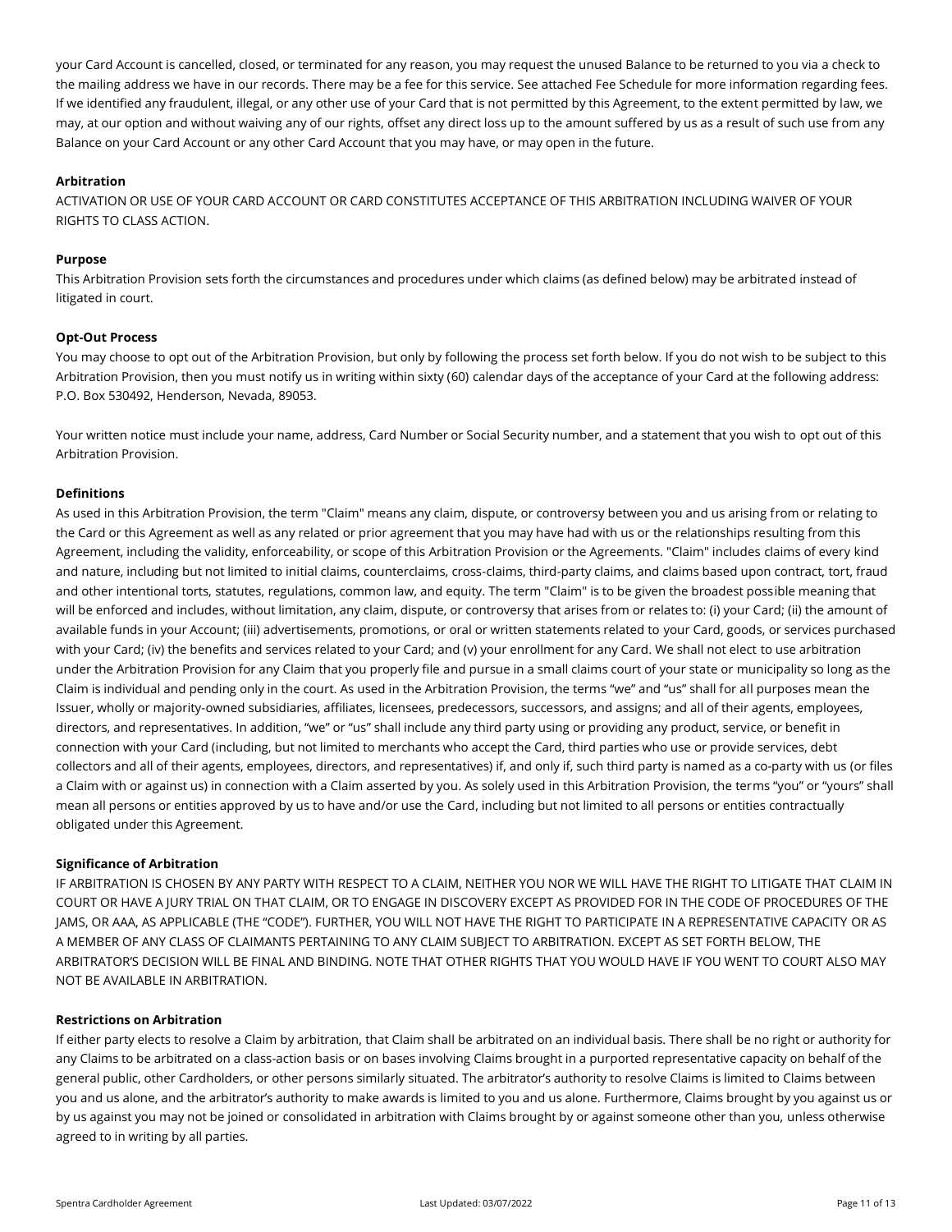your Card Account is cancelled, closed, or terminated for any reason, you may request the unused Balance to be returned to you via a check to the mailing address we have in our records. There may be a fee for this service. See attached Fee Schedule for more information regarding fees. If we identified any fraudulent, illegal, or any other use of your Card that is not permitted by this Agreement, to the extent permitted by law, we may, at our option and without waiving any of our rights, offset any direct loss up to the amount suffered by us as a result of such use from any Balance on your Card Account or any other Card Account that you may have, or may open in the future.

**Arbitration**

ACTIVATION OR USE OF YOUR CARD ACCOUNT OR CARD CONSTITUTES ACCEPTANCE OF THIS ARBITRATION INCLUDING WAIVER OF YOUR RIGHTS TO CLASS ACTION.

**Purpose**

This Arbitration Provision sets forth the circumstances and procedures under which claims (as defined below) may be arbitrated instead of litigated in court.

**Opt-Out Process**

You may choose to opt out of the Arbitration Provision, but only by following the process set forth below. If you do not wish to be subject to this Arbitration Provision, then you must notify us in writing within sixty (60) calendar days of the acceptance of your Card at the following address: P.O. Box 530492, Henderson, Nevada, 89053.

Your written notice must include your name, address, Card Number or Social Security number, and a statement that you wish to opt out of this Arbitration Provision.

**Definitions**

As used in this Arbitration Provision, the term "Claim" means any claim, dispute, or controversy between you and us arising from or relating to the Card or this Agreement as well as any related or prior agreement that you may have had with us or the relationships resulting from this Agreement, including the validity, enforceability, or scope of this Arbitration Provision or the Agreements. "Claim" includes claims of every kind and nature, including but not limited to initial claims, counterclaims, cross-claims, third-party claims, and claims based upon contract, tort, fraud and other intentional torts, statutes, regulations, common law, and equity. The term "Claim" is to be given the broadest possible meaning that will be enforced and includes, without limitation, any claim, dispute, or controversy that arises from or relates to: (i) your Card; (ii) the amount of available funds in your Account; (iii) advertisements, promotions, or oral or written statements related to your Card, goods, or services purchased with your Card; (iv) the benefits and services related to your Card; and (v) your enrollment for any Card. We shall not elect to use arbitration under the Arbitration Provision for any Claim that you properly file and pursue in a small claims court of your state or municipality so long as the Claim is individual and pending only in the court. As used in the Arbitration Provision, the terms "we" and "us" shall for all purposes mean the Issuer, wholly or majority-owned subsidiaries, affiliates, licensees, predecessors, successors, and assigns; and all of their agents, employees, directors, and representatives. In addition, "we" or "us" shall include any third party using or providing any product, service, or benefit in connection with your Card (including, but not limited to merchants who accept the Card, third parties who use or provide services, debt collectors and all of their agents, employees, directors, and representatives) if, and only if, such third party is named as a co-party with us (or files a Claim with or against us) in connection with a Claim asserted by you. As solely used in this Arbitration Provision, the terms "you" or "yours" shall mean all persons or entities approved by us to have and/or use the Card, including but not limited to all persons or entities contractually obligated under this Agreement.

**Significance of Arbitration**

IF ARBITRATION IS CHOSEN BY ANY PARTY WITH RESPECT TO A CLAIM, NEITHER YOU NOR WE WILL HAVE THE RIGHT TO LITIGATE THAT CLAIM IN COURT OR HAVE A JURY TRIAL ON THAT CLAIM, OR TO ENGAGE IN DISCOVERY EXCEPT AS PROVIDED FOR IN THE CODE OF PROCEDURES OF THE JAMS, OR AAA, AS APPLICABLE (THE "CODE"). FURTHER, YOU WILL NOT HAVE THE RIGHT TO PARTICIPATE IN A REPRESENTATIVE CAPACITY OR AS A MEMBER OF ANY CLASS OF CLAIMANTS PERTAINING TO ANY CLAIM SUBJECT TO ARBITRATION. EXCEPT AS SET FORTH BELOW, THE ARBITRATOR'S DECISION WILL BE FINAL AND BINDING. NOTE THAT OTHER RIGHTS THAT YOU WOULD HAVE IF YOU WENT TO COURT ALSO MAY NOT BE AVAILABLE IN ARBITRATION.

**Restrictions on Arbitration**

If either party elects to resolve a Claim by arbitration, that Claim shall be arbitrated on an individual basis. There shall be no right or authority for any Claims to be arbitrated on a class-action basis or on bases involving Claims brought in a purported representative capacity on behalf of the general public, other Cardholders, or other persons similarly situated. The arbitrator's authority to resolve Claims is limited to Claims between you and us alone, and the arbitrator's authority to make awards is limited to you and us alone. Furthermore, Claims brought by you against us or by us against you may not be joined or consolidated in arbitration with Claims brought by or against someone other than you, unless otherwise agreed to in writing by all parties.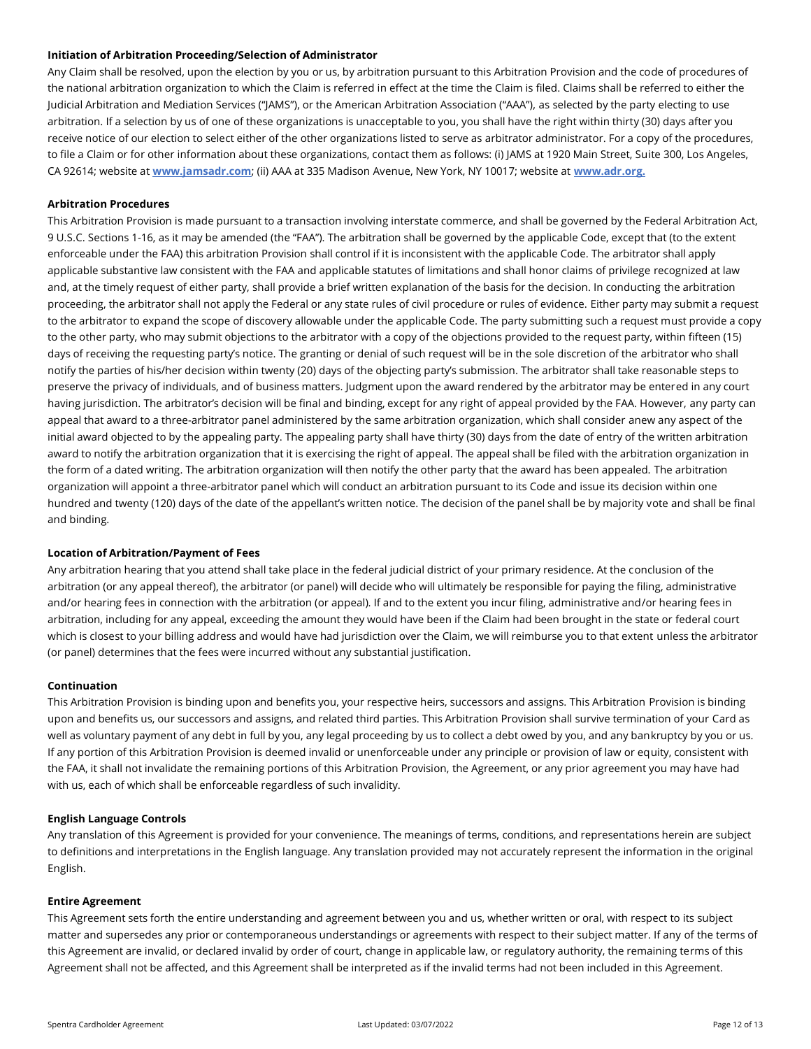**Initiation of Arbitration Proceeding/Selection of Administrator**

Any Claim shall be resolved, upon the election by you or us, by arbitration pursuant to this Arbitration Provision and the code of procedures of the national arbitration organization to which the Claim is referred in effect at the time the Claim is filed. Claims shall be referred to either the Judicial Arbitration and Mediation Services ("JAMS"), or the American Arbitration Association ("AAA"), as selected by the party electing to use arbitration. If a selection by us of one of these organizations is unacceptable to you, you shall have the right within thirty (30) days after you receive notice of our election to select either of the other organizations listed to serve as arbitrator administrator. For a copy of the procedures, to file a Claim or for other information about these organizations, contact them as follows: (i) JAMS at 1920 Main Street, Suite 300, Los Angeles, CA 92614; website at **www.jamsadr.com**; (ii) AAA at 335 Madison Avenue, New York, NY 10017; website at **www.adr.org.**

**Arbitration Procedures**

This Arbitration Provision is made pursuant to a transaction involving interstate commerce, and shall be governed by the Federal Arbitration Act, 9 U.S.C. Sections 1-16, as it may be amended (the "FAA"). The arbitration shall be governed by the applicable Code, except that (to the extent enforceable under the FAA) this arbitration Provision shall control if it is inconsistent with the applicable Code. The arbitrator shall apply applicable substantive law consistent with the FAA and applicable statutes of limitations and shall honor claims of privilege recognized at law and, at the timely request of either party, shall provide a brief written explanation of the basis for the decision. In conducting the arbitration proceeding, the arbitrator shall not apply the Federal or any state rules of civil procedure or rules of evidence. Either party may submit a request to the arbitrator to expand the scope of discovery allowable under the applicable Code. The party submitting such a request must provide a copy to the other party, who may submit objections to the arbitrator with a copy of the objections provided to the request party, within fifteen (15) days of receiving the requesting party's notice. The granting or denial of such request will be in the sole discretion of the arbitrator who shall notify the parties of his/her decision within twenty (20) days of the objecting party's submission. The arbitrator shall take reasonable steps to preserve the privacy of individuals, and of business matters. Judgment upon the award rendered by the arbitrator may be entered in any court having jurisdiction. The arbitrator's decision will be final and binding, except for any right of appeal provided by the FAA. However, any party can appeal that award to a three-arbitrator panel administered by the same arbitration organization, which shall consider anew any aspect of the initial award objected to by the appealing party. The appealing party shall have thirty (30) days from the date of entry of the written arbitration award to notify the arbitration organization that it is exercising the right of appeal. The appeal shall be filed with the arbitration organization in the form of a dated writing. The arbitration organization will then notify the other party that the award has been appealed. The arbitration organization will appoint a three-arbitrator panel which will conduct an arbitration pursuant to its Code and issue its decision within one hundred and twenty (120) days of the date of the appellant's written notice. The decision of the panel shall be by majority vote and shall be final and binding.

**Location of Arbitration/Payment of Fees**

Any arbitration hearing that you attend shall take place in the federal judicial district of your primary residence. At the conclusion of the arbitration (or any appeal thereof), the arbitrator (or panel) will decide who will ultimately be responsible for paying the filing, administrative and/or hearing fees in connection with the arbitration (or appeal). If and to the extent you incur filing, administrative and/or hearing fees in arbitration, including for any appeal, exceeding the amount they would have been if the Claim had been brought in the state or federal court which is closest to your billing address and would have had jurisdiction over the Claim, we will reimburse you to that extent unless the arbitrator (or panel) determines that the fees were incurred without any substantial justification.

**Continuation**

This Arbitration Provision is binding upon and benefits you, your respective heirs, successors and assigns. This Arbitration Provision is binding upon and benefits us, our successors and assigns, and related third parties. This Arbitration Provision shall survive termination of your Card as well as voluntary payment of any debt in full by you, any legal proceeding by us to collect a debt owed by you, and any bankruptcy by you or us. If any portion of this Arbitration Provision is deemed invalid or unenforceable under any principle or provision of law or equity, consistent with the FAA, it shall not invalidate the remaining portions of this Arbitration Provision, the Agreement, or any prior agreement you may have had with us, each of which shall be enforceable regardless of such invalidity.

**English Language Controls**

Any translation of this Agreement is provided for your convenience. The meanings of terms, conditions, and representations herein are subject to definitions and interpretations in the English language. Any translation provided may not accurately represent the information in the original English.

**Entire Agreement**

This Agreement sets forth the entire understanding and agreement between you and us, whether written or oral, with respect to its subject matter and supersedes any prior or contemporaneous understandings or agreements with respect to their subject matter. If any of the terms of this Agreement are invalid, or declared invalid by order of court, change in applicable law, or regulatory authority, the remaining terms of this Agreement shall not be affected, and this Agreement shall be interpreted as if the invalid terms had not been included in this Agreement.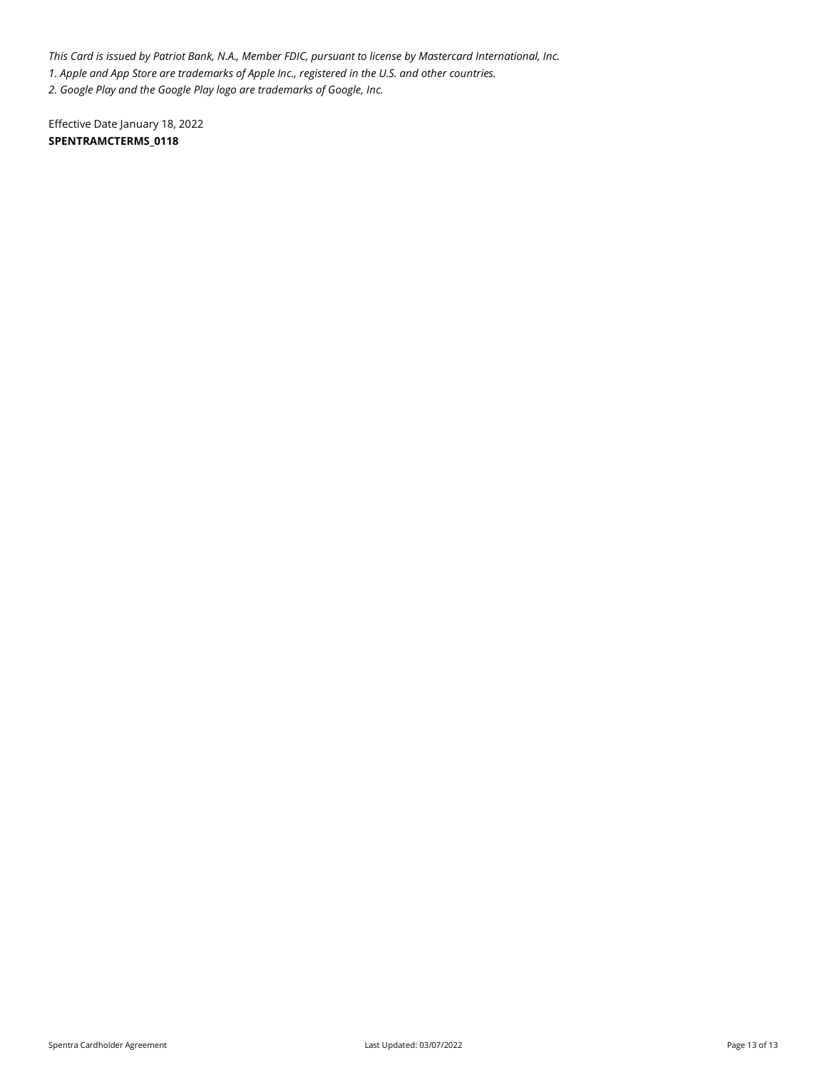*This Card is issued by Patriot Bank, N.A., Member FDIC, pursuant to license by Mastercard International, Inc.*

*1. Apple and App Store are trademarks of Apple Inc., registered in the U.S. and other countries.*

*2. Google Play and the Google Play logo are trademarks of Google, Inc.*

Effective Date January 18, 2022

**SPENTRAMCTERMS_0118**